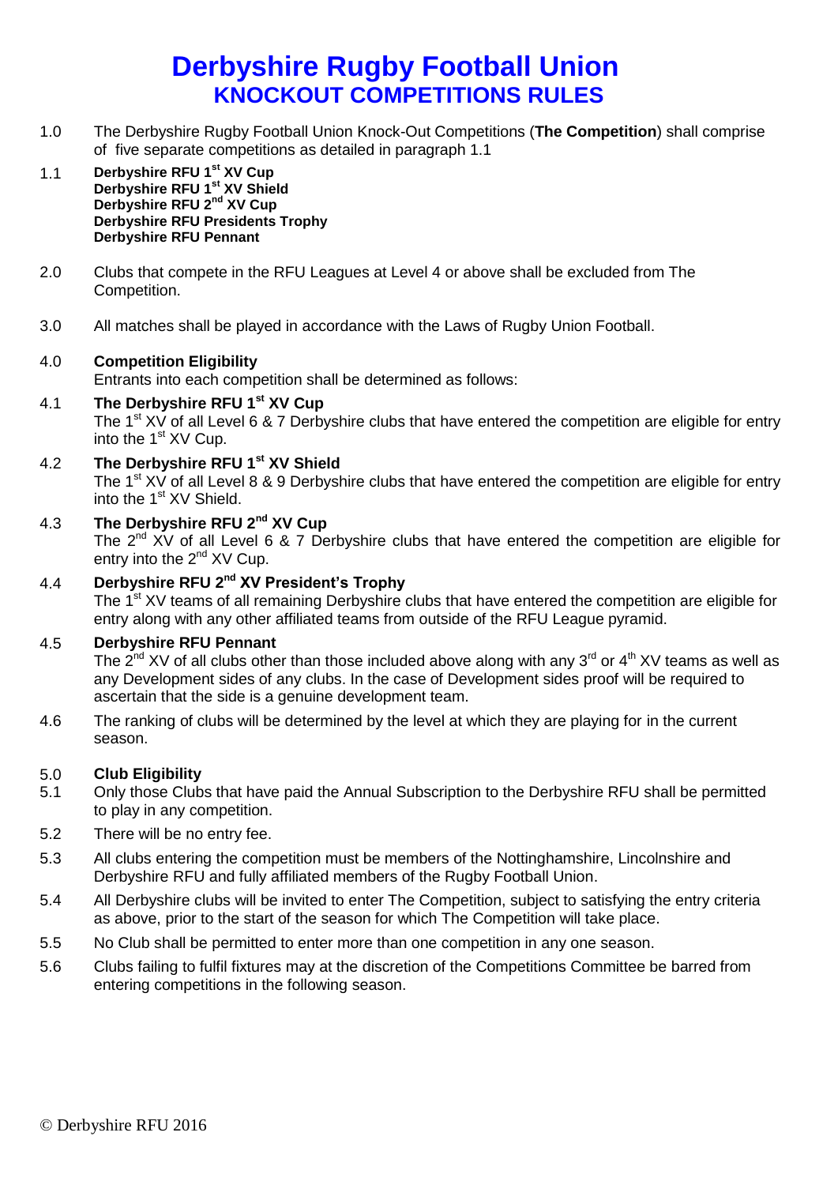# Derbyshire Rugby Football Union
## KNOCKOUT COMPETITIONS RULES

1.0 The Derbyshire Rugby Football Union Knock-Out Competitions (**The Competition**) shall comprise of five separate competitions as detailed in paragraph 1.1

1.1 **Derbyshire RFU 1st XV Cup**
**Derbyshire RFU 1st XV Shield**
**Derbyshire RFU 2nd XV Cup**
**Derbyshire RFU Presidents Trophy**
**Derbyshire RFU Pennant**

2.0 Clubs that compete in the RFU Leagues at Level 4 or above shall be excluded from The Competition.

3.0 All matches shall be played in accordance with the Laws of Rugby Union Football.

4.0 **Competition Eligibility**
Entrants into each competition shall be determined as follows:

4.1 **The Derbyshire RFU 1st XV Cup**
The 1st XV of all Level 6 & 7 Derbyshire clubs that have entered the competition are eligible for entry into the 1st XV Cup.

4.2 **The Derbyshire RFU 1st XV Shield**
The 1st XV of all Level 8 & 9 Derbyshire clubs that have entered the competition are eligible for entry into the 1st XV Shield.

4.3 **The Derbyshire RFU 2nd XV Cup**
The 2nd XV of all Level 6 & 7 Derbyshire clubs that have entered the competition are eligible for entry into the 2nd XV Cup.

4.4 **Derbyshire RFU 2nd XV President's Trophy**
The 1st XV teams of all remaining Derbyshire clubs that have entered the competition are eligible for entry along with any other affiliated teams from outside of the RFU League pyramid.

4.5 **Derbyshire RFU Pennant**
The 2nd XV of all clubs other than those included above along with any 3rd or 4th XV teams as well as any Development sides of any clubs. In the case of Development sides proof will be required to ascertain that the side is a genuine development team.

4.6 The ranking of clubs will be determined by the level at which they are playing for in the current season.

5.0 **Club Eligibility**

5.1 Only those Clubs that have paid the Annual Subscription to the Derbyshire RFU shall be permitted to play in any competition.

5.2 There will be no entry fee.

5.3 All clubs entering the competition must be members of the Nottinghamshire, Lincolnshire and Derbyshire RFU and fully affiliated members of the Rugby Football Union.

5.4 All Derbyshire clubs will be invited to enter The Competition, subject to satisfying the entry criteria as above, prior to the start of the season for which The Competition will take place.

5.5 No Club shall be permitted to enter more than one competition in any one season.

5.6 Clubs failing to fulfil fixtures may at the discretion of the Competitions Committee be barred from entering competitions in the following season.

© Derbyshire RFU 2016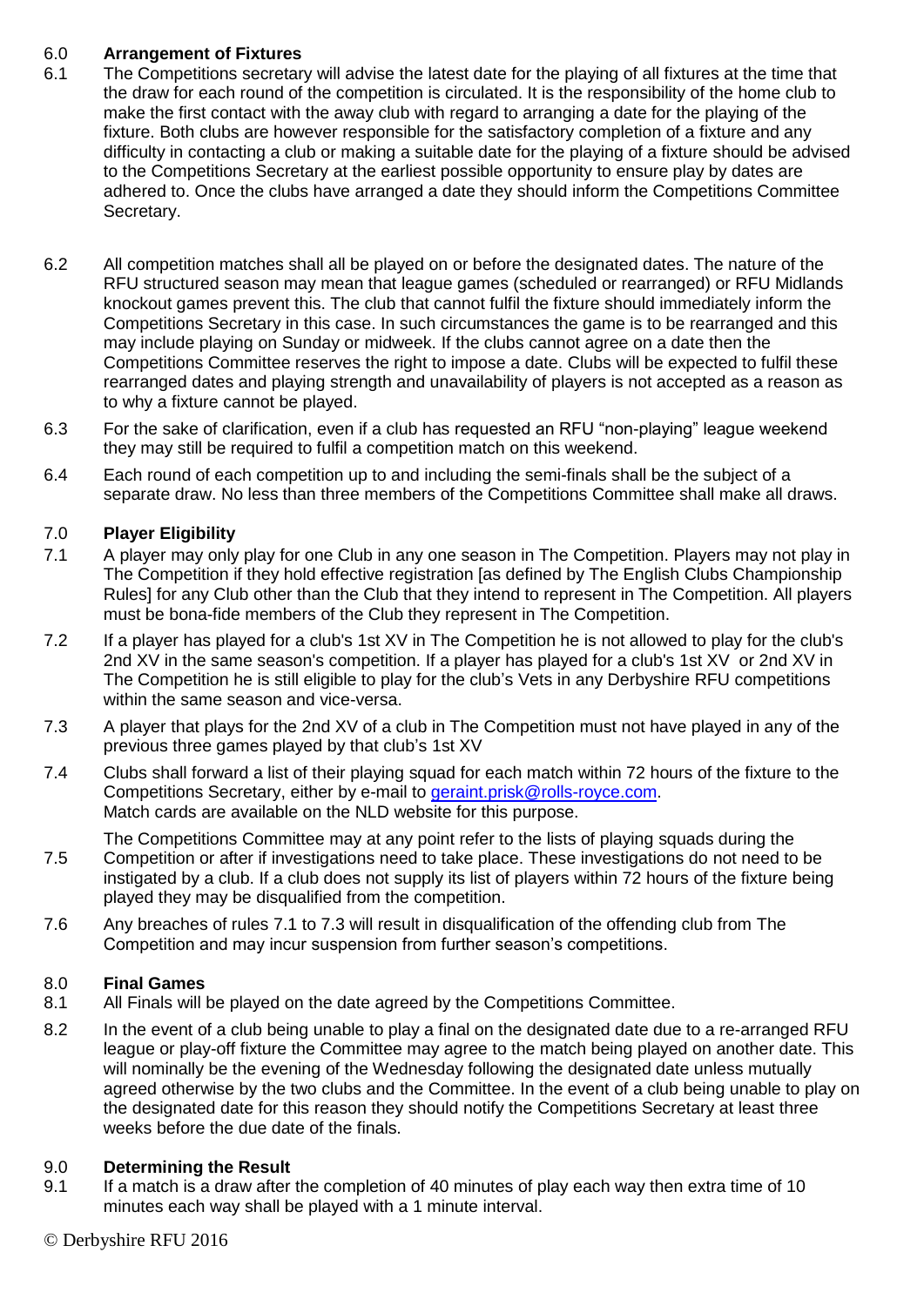## 6.0 Arrangement of Fixtures

6.1 The Competitions secretary will advise the latest date for the playing of all fixtures at the time that the draw for each round of the competition is circulated. It is the responsibility of the home club to make the first contact with the away club with regard to arranging a date for the playing of the fixture. Both clubs are however responsible for the satisfactory completion of a fixture and any difficulty in contacting a club or making a suitable date for the playing of a fixture should be advised to the Competitions Secretary at the earliest possible opportunity to ensure play by dates are adhered to. Once the clubs have arranged a date they should inform the Competitions Committee Secretary.

6.2 All competition matches shall all be played on or before the designated dates. The nature of the RFU structured season may mean that league games (scheduled or rearranged) or RFU Midlands knockout games prevent this. The club that cannot fulfil the fixture should immediately inform the Competitions Secretary in this case. In such circumstances the game is to be rearranged and this may include playing on Sunday or midweek. If the clubs cannot agree on a date then the Competitions Committee reserves the right to impose a date. Clubs will be expected to fulfil these rearranged dates and playing strength and unavailability of players is not accepted as a reason as to why a fixture cannot be played.

6.3 For the sake of clarification, even if a club has requested an RFU "non-playing" league weekend they may still be required to fulfil a competition match on this weekend.

6.4 Each round of each competition up to and including the semi-finals shall be the subject of a separate draw. No less than three members of the Competitions Committee shall make all draws.

## 7.0 Player Eligibility

7.1 A player may only play for one Club in any one season in The Competition. Players may not play in The Competition if they hold effective registration [as defined by The English Clubs Championship Rules] for any Club other than the Club that they intend to represent in The Competition. All players must be bona-fide members of the Club they represent in The Competition.

7.2 If a player has played for a club's 1st XV in The Competition he is not allowed to play for the club's 2nd XV in the same season's competition. If a player has played for a club's 1st XV or 2nd XV in The Competition he is still eligible to play for the club's Vets in any Derbyshire RFU competitions within the same season and vice-versa.

7.3 A player that plays for the 2nd XV of a club in The Competition must not have played in any of the previous three games played by that club's 1st XV

7.4 Clubs shall forward a list of their playing squad for each match within 72 hours of the fixture to the Competitions Secretary, either by e-mail to geraint.prisk@rolls-royce.com.
Match cards are available on the NLD website for this purpose.

7.5 The Competitions Committee may at any point refer to the lists of playing squads during the Competition or after if investigations need to take place. These investigations do not need to be instigated by a club. If a club does not supply its list of players within 72 hours of the fixture being played they may be disqualified from the competition.

7.6 Any breaches of rules 7.1 to 7.3 will result in disqualification of the offending club from The Competition and may incur suspension from further season's competitions.

## 8.0 Final Games

8.1 All Finals will be played on the date agreed by the Competitions Committee.

8.2 In the event of a club being unable to play a final on the designated date due to a re-arranged RFU league or play-off fixture the Committee may agree to the match being played on another date. This will nominally be the evening of the Wednesday following the designated date unless mutually agreed otherwise by the two clubs and the Committee. In the event of a club being unable to play on the designated date for this reason they should notify the Competitions Secretary at least three weeks before the due date of the finals.

## 9.0 Determining the Result

9.1 If a match is a draw after the completion of 40 minutes of play each way then extra time of 10 minutes each way shall be played with a 1 minute interval.

© Derbyshire RFU 2016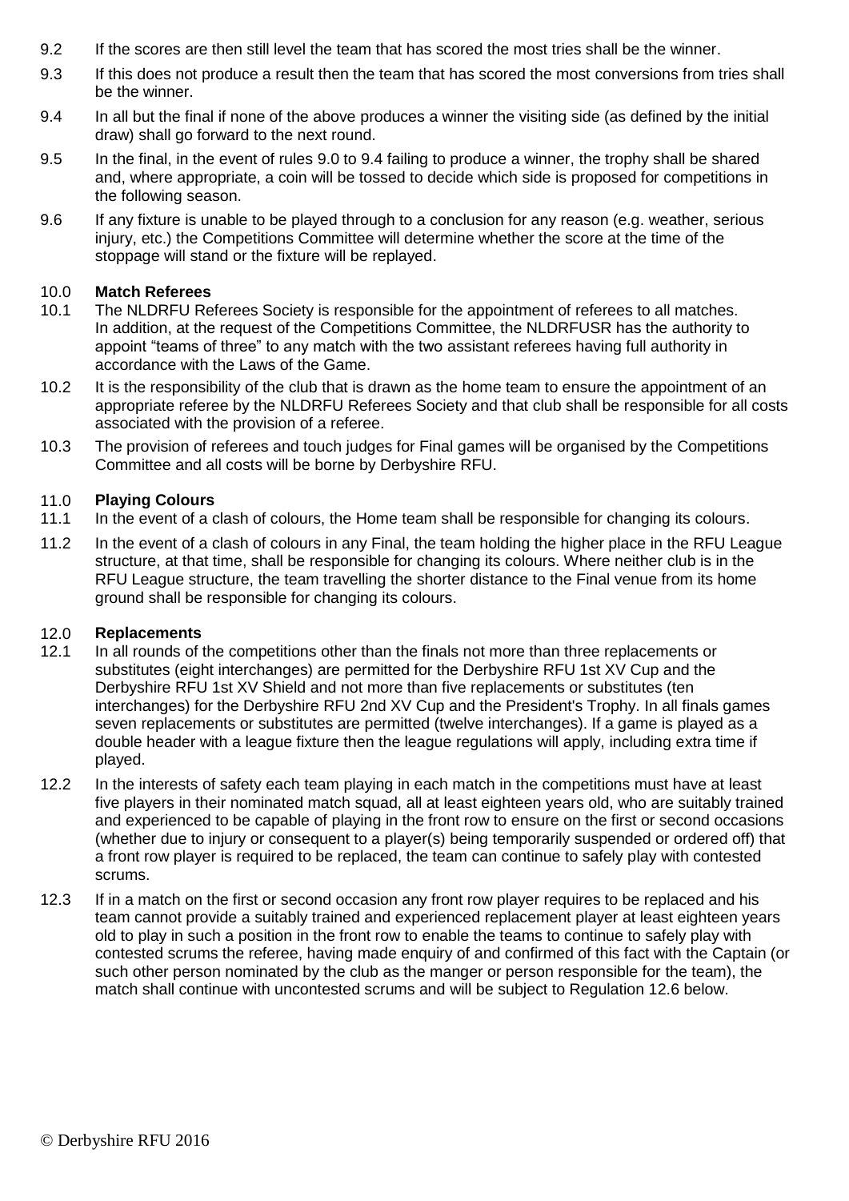9.2 If the scores are then still level the team that has scored the most tries shall be the winner.

9.3 If this does not produce a result then the team that has scored the most conversions from tries shall be the winner.

9.4 In all but the final if none of the above produces a winner the visiting side (as defined by the initial draw) shall go forward to the next round.

9.5 In the final, in the event of rules 9.0 to 9.4 failing to produce a winner, the trophy shall be shared and, where appropriate, a coin will be tossed to decide which side is proposed for competitions in the following season.

9.6 If any fixture is unable to be played through to a conclusion for any reason (e.g. weather, serious injury, etc.) the Competitions Committee will determine whether the score at the time of the stoppage will stand or the fixture will be replayed.

## 10.0 **Match Referees**

10.1 The NLDRFU Referees Society is responsible for the appointment of referees to all matches. In addition, at the request of the Competitions Committee, the NLDRFUSR has the authority to appoint "teams of three" to any match with the two assistant referees having full authority in accordance with the Laws of the Game.

10.2 It is the responsibility of the club that is drawn as the home team to ensure the appointment of an appropriate referee by the NLDRFU Referees Society and that club shall be responsible for all costs associated with the provision of a referee.

10.3 The provision of referees and touch judges for Final games will be organised by the Competitions Committee and all costs will be borne by Derbyshire RFU.

## 11.0 **Playing Colours**

11.1 In the event of a clash of colours, the Home team shall be responsible for changing its colours.

11.2 In the event of a clash of colours in any Final, the team holding the higher place in the RFU League structure, at that time, shall be responsible for changing its colours. Where neither club is in the RFU League structure, the team travelling the shorter distance to the Final venue from its home ground shall be responsible for changing its colours.

## 12.0 **Replacements**

12.1 In all rounds of the competitions other than the finals not more than three replacements or substitutes (eight interchanges) are permitted for the Derbyshire RFU 1st XV Cup and the Derbyshire RFU 1st XV Shield and not more than five replacements or substitutes (ten interchanges) for the Derbyshire RFU 2nd XV Cup and the President's Trophy. In all finals games seven replacements or substitutes are permitted (twelve interchanges). If a game is played as a double header with a league fixture then the league regulations will apply, including extra time if played.

12.2 In the interests of safety each team playing in each match in the competitions must have at least five players in their nominated match squad, all at least eighteen years old, who are suitably trained and experienced to be capable of playing in the front row to ensure on the first or second occasions (whether due to injury or consequent to a player(s) being temporarily suspended or ordered off) that a front row player is required to be replaced, the team can continue to safely play with contested scrums.

12.3 If in a match on the first or second occasion any front row player requires to be replaced and his team cannot provide a suitably trained and experienced replacement player at least eighteen years old to play in such a position in the front row to enable the teams to continue to safely play with contested scrums the referee, having made enquiry of and confirmed of this fact with the Captain (or such other person nominated by the club as the manger or person responsible for the team), the match shall continue with uncontested scrums and will be subject to Regulation 12.6 below.

© Derbyshire RFU 2016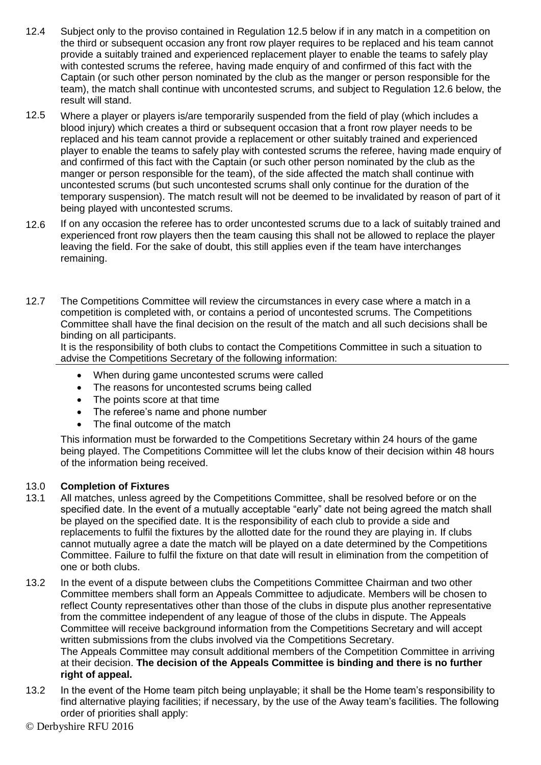12.4 Subject only to the proviso contained in Regulation 12.5 below if in any match in a competition on the third or subsequent occasion any front row player requires to be replaced and his team cannot provide a suitably trained and experienced replacement player to enable the teams to safely play with contested scrums the referee, having made enquiry of and confirmed of this fact with the Captain (or such other person nominated by the club as the manger or person responsible for the team), the match shall continue with uncontested scrums, and subject to Regulation 12.6 below, the result will stand.

12.5 Where a player or players is/are temporarily suspended from the field of play (which includes a blood injury) which creates a third or subsequent occasion that a front row player needs to be replaced and his team cannot provide a replacement or other suitably trained and experienced player to enable the teams to safely play with contested scrums the referee, having made enquiry of and confirmed of this fact with the Captain (or such other person nominated by the club as the manger or person responsible for the team), of the side affected the match shall continue with uncontested scrums (but such uncontested scrums shall only continue for the duration of the temporary suspension). The match result will not be deemed to be invalidated by reason of part of it being played with uncontested scrums.

12.6 If on any occasion the referee has to order uncontested scrums due to a lack of suitably trained and experienced front row players then the team causing this shall not be allowed to replace the player leaving the field. For the sake of doubt, this still applies even if the team have interchanges remaining.

12.7 The Competitions Committee will review the circumstances in every case where a match in a competition is completed with, or contains a period of uncontested scrums. The Competitions Committee shall have the final decision on the result of the match and all such decisions shall be binding on all participants.
It is the responsibility of both clubs to contact the Competitions Committee in such a situation to advise the Competitions Secretary of the following information:

- When during game uncontested scrums were called
- The reasons for uncontested scrums being called
- The points score at that time
- The referee's name and phone number
- The final outcome of the match

This information must be forwarded to the Competitions Secretary within 24 hours of the game being played. The Competitions Committee will let the clubs know of their decision within 48 hours of the information being received.

## 13.0 **Completion of Fixtures**

13.1 All matches, unless agreed by the Competitions Committee, shall be resolved before or on the specified date. In the event of a mutually acceptable "early" date not being agreed the match shall be played on the specified date. It is the responsibility of each club to provide a side and replacements to fulfil the fixtures by the allotted date for the round they are playing in. If clubs cannot mutually agree a date the match will be played on a date determined by the Competitions Committee. Failure to fulfil the fixture on that date will result in elimination from the competition of one or both clubs.

13.2 In the event of a dispute between clubs the Competitions Committee Chairman and two other Committee members shall form an Appeals Committee to adjudicate. Members will be chosen to reflect County representatives other than those of the clubs in dispute plus another representative from the committee independent of any league of those of the clubs in dispute. The Appeals Committee will receive background information from the Competitions Secretary and will accept written submissions from the clubs involved via the Competitions Secretary.
The Appeals Committee may consult additional members of the Competition Committee in arriving at their decision. **The decision of the Appeals Committee is binding and there is no further right of appeal.**

13.2 In the event of the Home team pitch being unplayable; it shall be the Home team's responsibility to find alternative playing facilities; if necessary, by the use of the Away team's facilities. The following order of priorities shall apply:

© Derbyshire RFU 2016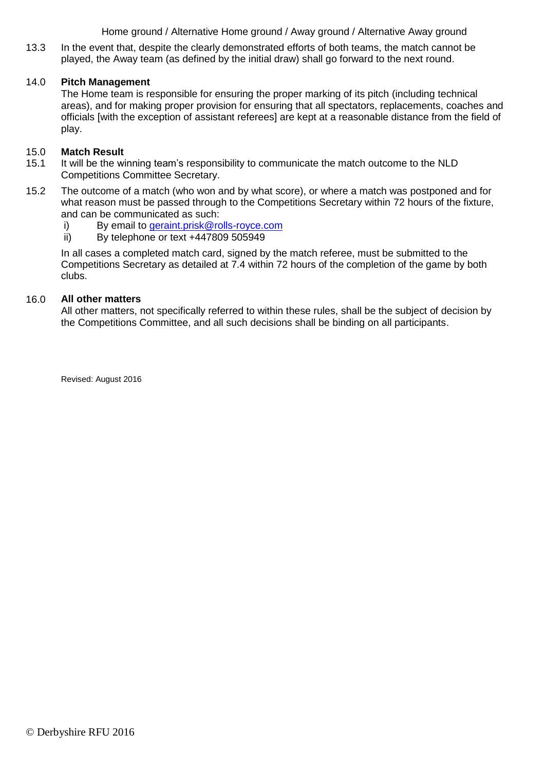Home ground / Alternative Home ground / Away ground / Alternative Away ground

13.3 In the event that, despite the clearly demonstrated efforts of both teams, the match cannot be played, the Away team (as defined by the initial draw) shall go forward to the next round.

14.0 **Pitch Management**

The Home team is responsible for ensuring the proper marking of its pitch (including technical areas), and for making proper provision for ensuring that all spectators, replacements, coaches and officials [with the exception of assistant referees] are kept at a reasonable distance from the field of play.

15.0 **Match Result**

15.1 It will be the winning team's responsibility to communicate the match outcome to the NLD Competitions Committee Secretary.

15.2 The outcome of a match (who won and by what score), or where a match was postponed and for what reason must be passed through to the Competitions Secretary within 72 hours of the fixture, and can be communicated as such:

i) By email to geraint.prisk@rolls-royce.com
ii) By telephone or text +447809 505949

In all cases a completed match card, signed by the match referee, must be submitted to the Competitions Secretary as detailed at 7.4 within 72 hours of the completion of the game by both clubs.

16.0 **All other matters**

All other matters, not specifically referred to within these rules, shall be the subject of decision by the Competitions Committee, and all such decisions shall be binding on all participants.

Revised: August 2016

© Derbyshire RFU 2016